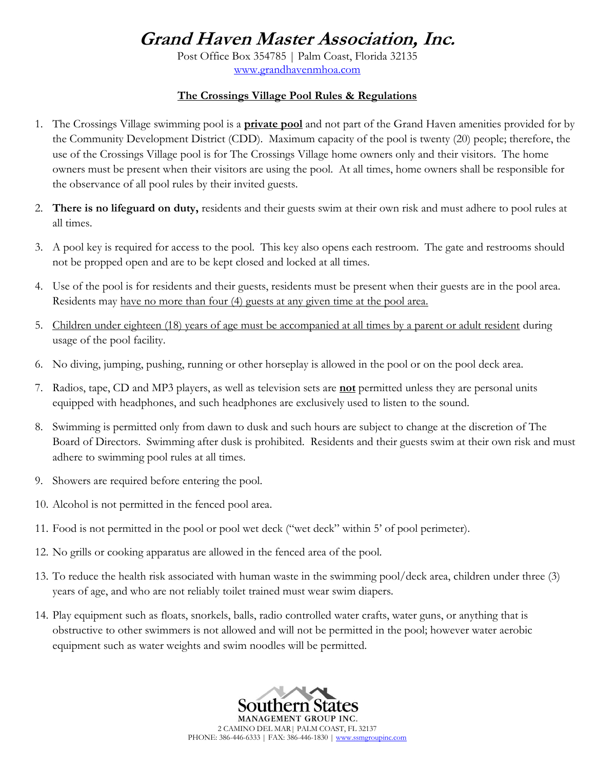# Grand Haven Master Association, Inc.

Post Office Box 354785 | Palm Coast, Florida 32135
www.grandhavenmhoa.com

## The Crossings Village Pool Rules & Regulations

1. The Crossings Village swimming pool is a **private pool** and not part of the Grand Haven amenities provided for by the Community Development District (CDD). Maximum capacity of the pool is twenty (20) people; therefore, the use of the Crossings Village pool is for The Crossings Village home owners only and their visitors. The home owners must be present when their visitors are using the pool. At all times, home owners shall be responsible for the observance of all pool rules by their invited guests.
2. **There is no lifeguard on duty,** residents and their guests swim at their own risk and must adhere to pool rules at all times.
3. A pool key is required for access to the pool. This key also opens each restroom. The gate and restrooms should not be propped open and are to be kept closed and locked at all times.
4. Use of the pool is for residents and their guests, residents must be present when their guests are in the pool area. Residents may have no more than four (4) guests at any given time at the pool area.
5. Children under eighteen (18) years of age must be accompanied at all times by a parent or adult resident during usage of the pool facility.
6. No diving, jumping, pushing, running or other horseplay is allowed in the pool or on the pool deck area.
7. Radios, tape, CD and MP3 players, as well as television sets are **not** permitted unless they are personal units equipped with headphones, and such headphones are exclusively used to listen to the sound.
8. Swimming is permitted only from dawn to dusk and such hours are subject to change at the discretion of The Board of Directors. Swimming after dusk is prohibited. Residents and their guests swim at their own risk and must adhere to swimming pool rules at all times.
9. Showers are required before entering the pool.
10. Alcohol is not permitted in the fenced pool area.
11. Food is not permitted in the pool or pool wet deck ("wet deck" within 5' of pool perimeter).
12. No grills or cooking apparatus are allowed in the fenced area of the pool.
13. To reduce the health risk associated with human waste in the swimming pool/deck area, children under three (3) years of age, and who are not reliably toilet trained must wear swim diapers.
14. Play equipment such as floats, snorkels, balls, radio controlled water crafts, water guns, or anything that is obstructive to other swimmers is not allowed and will not be permitted in the pool; however water aerobic equipment such as water weights and swim noodles will be permitted.

Southern States
MANAGEMENT GROUP INC.
2 CAMINO DEL MAR | PALM COAST, FL 32137
PHONE: 386-446-6333 | FAX: 386-446-1830 | www.ssmgroupinc.com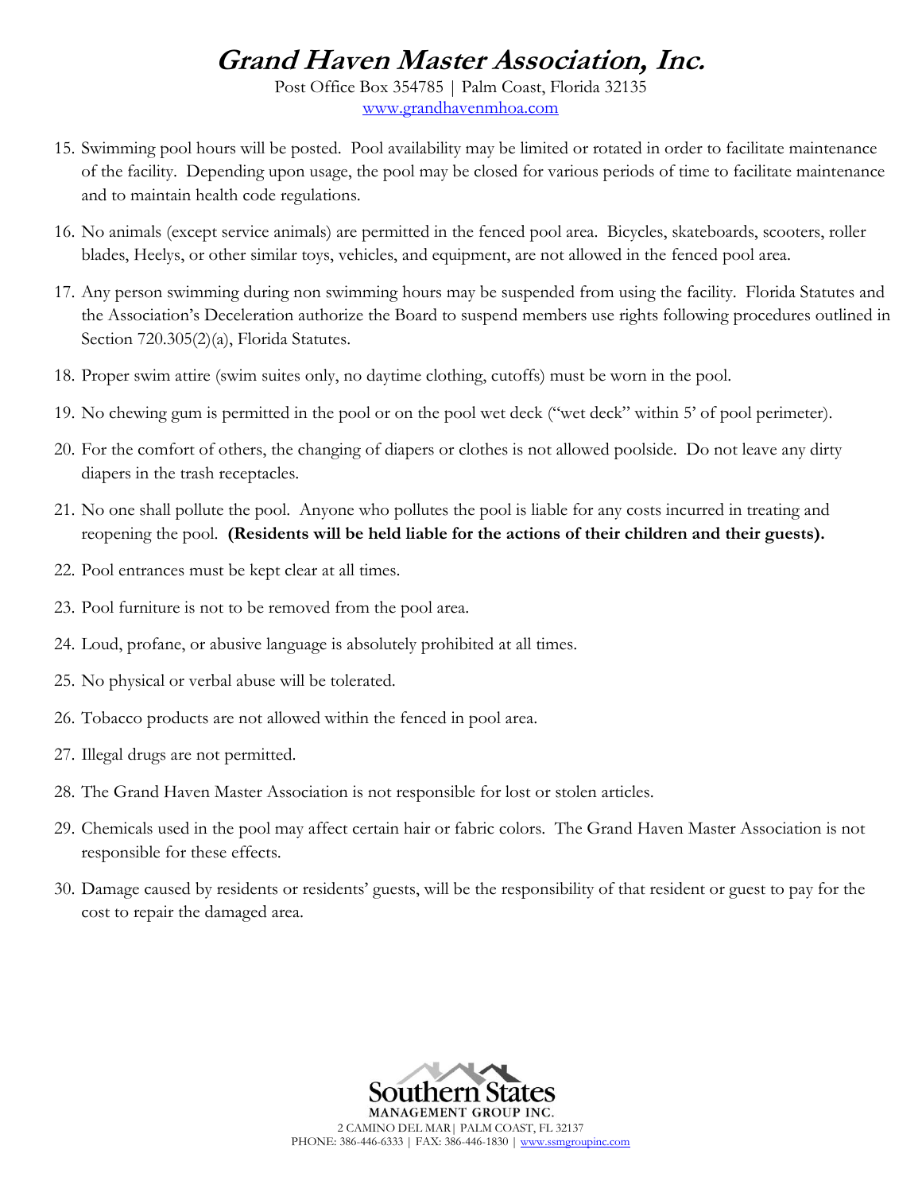# *Grand Haven Master Association, Inc.*

Post Office Box 354785 | Palm Coast, Florida 32135
www.grandhavenmhoa.com

15. Swimming pool hours will be posted. Pool availability may be limited or rotated in order to facilitate maintenance of the facility. Depending upon usage, the pool may be closed for various periods of time to facilitate maintenance and to maintain health code regulations.

16. No animals (except service animals) are permitted in the fenced pool area. Bicycles, skateboards, scooters, roller blades, Heelys, or other similar toys, vehicles, and equipment, are not allowed in the fenced pool area.

17. Any person swimming during non swimming hours may be suspended from using the facility. Florida Statutes and the Association's Deceleration authorize the Board to suspend members use rights following procedures outlined in Section 720.305(2)(a), Florida Statutes.

18. Proper swim attire (swim suites only, no daytime clothing, cutoffs) must be worn in the pool.

19. No chewing gum is permitted in the pool or on the pool wet deck ("wet deck" within 5' of pool perimeter).

20. For the comfort of others, the changing of diapers or clothes is not allowed poolside. Do not leave any dirty diapers in the trash receptacles.

21. No one shall pollute the pool. Anyone who pollutes the pool is liable for any costs incurred in treating and reopening the pool. **(Residents will be held liable for the actions of their children and their guests).**

22. Pool entrances must be kept clear at all times.

23. Pool furniture is not to be removed from the pool area.

24. Loud, profane, or abusive language is absolutely prohibited at all times.

25. No physical or verbal abuse will be tolerated.

26. Tobacco products are not allowed within the fenced in pool area.

27. Illegal drugs are not permitted.

28. The Grand Haven Master Association is not responsible for lost or stolen articles.

29. Chemicals used in the pool may affect certain hair or fabric colors. The Grand Haven Master Association is not responsible for these effects.

30. Damage caused by residents or residents' guests, will be the responsibility of that resident or guest to pay for the cost to repair the damaged area.

Southern States
MANAGEMENT GROUP INC.
2 CAMINO DEL MAR | PALM COAST, FL 32137
PHONE: 386-446-6333 | FAX: 386-446-1830 | www.ssmgroupinc.com